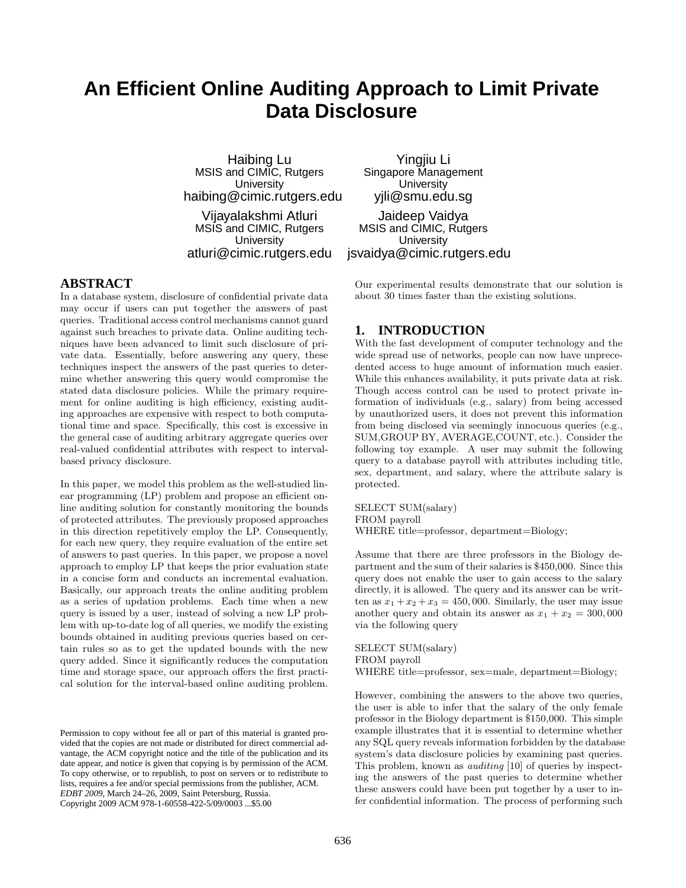# An Efficient Online Auditing Approach to Limit Private Data Disclosure

Haibing Lu
MSIS and CIMIC, Rutgers University
haibing@cimic.rutgers.edu

Yingjiu Li
Singapore Management University
yjli@smu.edu.sg

Vijayalakshmi Atluri
MSIS and CIMIC, Rutgers University
atluri@cimic.rutgers.edu

Jaideep Vaidya
MSIS and CIMIC, Rutgers University
jsvaidya@cimic.rutgers.edu

## ABSTRACT

In a database system, disclosure of confidential private data may occur if users can put together the answers of past queries. Traditional access control mechanisms cannot guard against such breaches to private data. Online auditing techniques have been advanced to limit such disclosure of private data. Essentially, before answering any query, these techniques inspect the answers of the past queries to determine whether answering this query would compromise the stated data disclosure policies. While the primary requirement for online auditing is high efficiency, existing auditing approaches are expensive with respect to both computational time and space. Specifically, this cost is excessive in the general case of auditing arbitrary aggregate queries over real-valued confidential attributes with respect to interval-based privacy disclosure.

In this paper, we model this problem as the well-studied linear programming (LP) problem and propose an efficient online auditing solution for constantly monitoring the bounds of protected attributes. The previously proposed approaches in this direction repetitively employ the LP. Consequently, for each new query, they require evaluation of the entire set of answers to past queries. In this paper, we propose a novel approach to employ LP that keeps the prior evaluation state in a concise form and conducts an incremental evaluation. Basically, our approach treats the online auditing problem as a series of updation problems. Each time when a new query is issued by a user, instead of solving a new LP problem with up-to-date log of all queries, we modify the existing bounds obtained in auditing previous queries based on certain rules so as to get the updated bounds with the new query added. Since it significantly reduces the computation time and storage space, our approach offers the first practical solution for the interval-based online auditing problem. Our experimental results demonstrate that our solution is about 30 times faster than the existing solutions.

Permission to copy without fee all or part of this material is granted provided that the copies are not made or distributed for direct commercial advantage, the ACM copyright notice and the title of the publication and its date appear, and notice is given that copying is by permission of the ACM. To copy otherwise, or to republish, to post on servers or to redistribute to lists, requires a fee and/or special permissions from the publisher, ACM.
*EDBT 2009*, March 24–26, 2009, Saint Petersburg, Russia.
Copyright 2009 ACM 978-1-60558-422-5/09/0003 ...$5.00

## 1. INTRODUCTION

With the fast development of computer technology and the wide spread use of networks, people can now have unprecedented access to huge amount of information much easier. While this enhances availability, it puts private data at risk. Though access control can be used to protect private information of individuals (e.g., salary) from being accessed by unauthorized users, it does not prevent this information from being disclosed via seemingly innocuous queries (e.g., SUM,GROUP BY, AVERAGE,COUNT, etc.). Consider the following toy example. A user may submit the following query to a database payroll with attributes including title, sex, department, and salary, where the attribute salary is protected.

```
SELECT SUM(salary)
FROM payroll
WHERE title=professor, department=Biology;
```

Assume that there are three professors in the Biology department and the sum of their salaries is $450,000. Since this query does not enable the user to gain access to the salary directly, it is allowed. The query and its answer can be written as $x_1 + x_2 + x_3 = 450,000$. Similarly, the user may issue another query and obtain its answer as $x_1 + x_2 = 300,000$ via the following query

```
SELECT SUM(salary)
FROM payroll
WHERE title=professor, sex=male, department=Biology;
```

However, combining the answers to the above two queries, the user is able to infer that the salary of the only female professor in the Biology department is $150,000. This simple example illustrates that it is essential to determine whether any SQL query reveals information forbidden by the database system's data disclosure policies by examining past queries. This problem, known as *auditing* [10] of queries by inspecting the answers of the past queries to determine whether these answers could have been put together by a user to infer confidential information. The process of performing such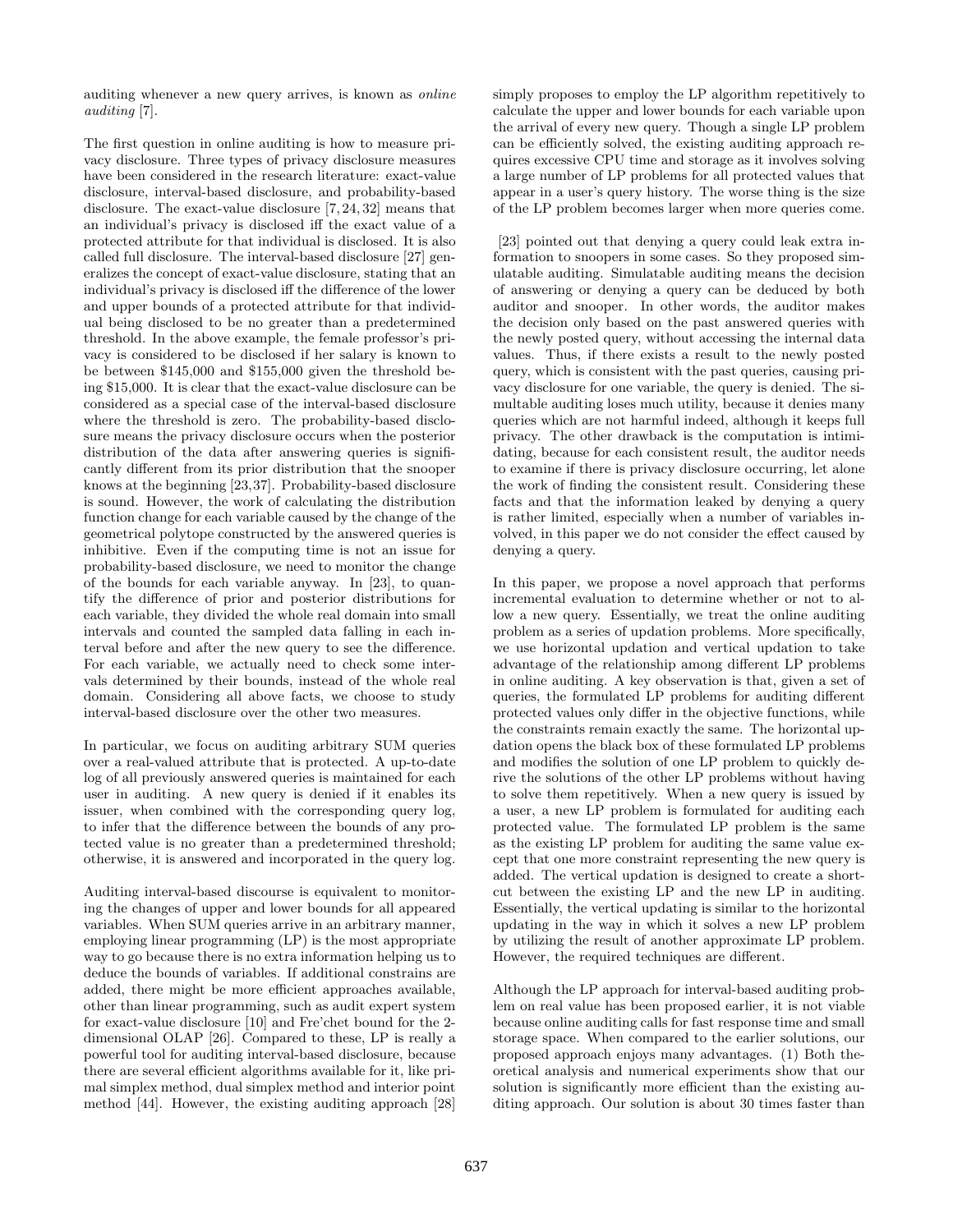auditing whenever a new query arrives, is known as *online auditing* [7].

The first question in online auditing is how to measure privacy disclosure. Three types of privacy disclosure measures have been considered in the research literature: exact-value disclosure, interval-based disclosure, and probability-based disclosure. The exact-value disclosure [7, 24, 32] means that an individual's privacy is disclosed iff the exact value of a protected attribute for that individual is disclosed. It is also called full disclosure. The interval-based disclosure [27] generalizes the concept of exact-value disclosure, stating that an individual's privacy is disclosed iff the difference of the lower and upper bounds of a protected attribute for that individual being disclosed to be no greater than a predetermined threshold. In the above example, the female professor's privacy is considered to be disclosed if her salary is known to be between $145,000 and $155,000 given the threshold being $15,000. It is clear that the exact-value disclosure can be considered as a special case of the interval-based disclosure where the threshold is zero. The probability-based disclosure means the privacy disclosure occurs when the posterior distribution of the data after answering queries is significantly different from its prior distribution that the snooper knows at the beginning [23,37]. Probability-based disclosure is sound. However, the work of calculating the distribution function change for each variable caused by the change of the geometrical polytope constructed by the answered queries is inhibitive. Even if the computing time is not an issue for probability-based disclosure, we need to monitor the change of the bounds for each variable anyway. In [23], to quantify the difference of prior and posterior distributions for each variable, they divided the whole real domain into small intervals and counted the sampled data falling in each interval before and after the new query to see the difference. For each variable, we actually need to check some intervals determined by their bounds, instead of the whole real domain. Considering all above facts, we choose to study interval-based disclosure over the other two measures.

In particular, we focus on auditing arbitrary SUM queries over a real-valued attribute that is protected. A up-to-date log of all previously answered queries is maintained for each user in auditing. A new query is denied if it enables its issuer, when combined with the corresponding query log, to infer that the difference between the bounds of any protected value is no greater than a predetermined threshold; otherwise, it is answered and incorporated in the query log.

Auditing interval-based discourse is equivalent to monitoring the changes of upper and lower bounds for all appeared variables. When SUM queries arrive in an arbitrary manner, employing linear programming (LP) is the most appropriate way to go because there is no extra information helping us to deduce the bounds of variables. If additional constrains are added, there might be more efficient approaches available, other than linear programming, such as audit expert system for exact-value disclosure [10] and Fre'chet bound for the 2-dimensional OLAP [26]. Compared to these, LP is really a powerful tool for auditing interval-based disclosure, because there are several efficient algorithms available for it, like primal simplex method, dual simplex method and interior point method [44]. However, the existing auditing approach [28] simply proposes to employ the LP algorithm repetitively to calculate the upper and lower bounds for each variable upon the arrival of every new query. Though a single LP problem can be efficiently solved, the existing auditing approach requires excessive CPU time and storage as it involves solving a large number of LP problems for all protected values that appear in a user's query history. The worse thing is the size of the LP problem becomes larger when more queries come.

[23] pointed out that denying a query could leak extra information to snoopers in some cases. So they proposed simulatable auditing. Simulatable auditing means the decision of answering or denying a query can be deduced by both auditor and snooper. In other words, the auditor makes the decision only based on the past answered queries with the newly posted query, without accessing the internal data values. Thus, if there exists a result to the newly posted query, which is consistent with the past queries, causing privacy disclosure for one variable, the query is denied. The simultable auditing loses much utility, because it denies many queries which are not harmful indeed, although it keeps full privacy. The other drawback is the computation is intimidating, because for each consistent result, the auditor needs to examine if there is privacy disclosure occurring, let alone the work of finding the consistent result. Considering these facts and that the information leaked by denying a query is rather limited, especially when a number of variables involved, in this paper we do not consider the effect caused by denying a query.

In this paper, we propose a novel approach that performs incremental evaluation to determine whether or not to allow a new query. Essentially, we treat the online auditing problem as a series of updation problems. More specifically, we use horizontal updation and vertical updation to take advantage of the relationship among different LP problems in online auditing. A key observation is that, given a set of queries, the formulated LP problems for auditing different protected values only differ in the objective functions, while the constraints remain exactly the same. The horizontal updation opens the black box of these formulated LP problems and modifies the solution of one LP problem to quickly derive the solutions of the other LP problems without having to solve them repetitively. When a new query is issued by a user, a new LP problem is formulated for auditing each protected value. The formulated LP problem is the same as the existing LP problem for auditing the same value except that one more constraint representing the new query is added. The vertical updation is designed to create a shortcut between the existing LP and the new LP in auditing. Essentially, the vertical updating is similar to the horizontal updating in the way in which it solves a new LP problem by utilizing the result of another approximate LP problem. However, the required techniques are different.

Although the LP approach for interval-based auditing problem on real value has been proposed earlier, it is not viable because online auditing calls for fast response time and small storage space. When compared to the earlier solutions, our proposed approach enjoys many advantages. (1) Both theoretical analysis and numerical experiments show that our solution is significantly more efficient than the existing auditing approach. Our solution is about 30 times faster than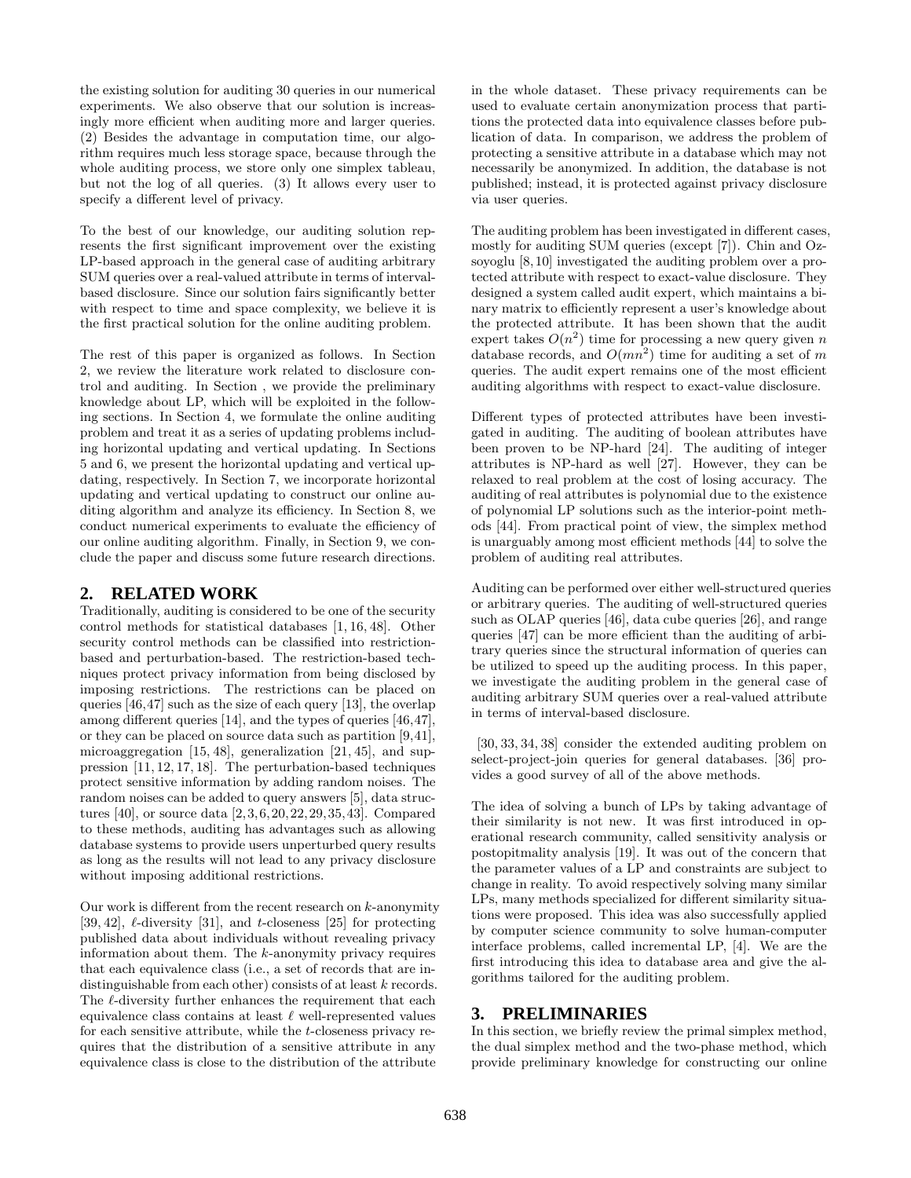the existing solution for auditing 30 queries in our numerical experiments. We also observe that our solution is increasingly more efficient when auditing more and larger queries. (2) Besides the advantage in computation time, our algorithm requires much less storage space, because through the whole auditing process, we store only one simplex tableau, but not the log of all queries. (3) It allows every user to specify a different level of privacy.

To the best of our knowledge, our auditing solution represents the first significant improvement over the existing LP-based approach in the general case of auditing arbitrary SUM queries over a real-valued attribute in terms of interval-based disclosure. Since our solution fairs significantly better with respect to time and space complexity, we believe it is the first practical solution for the online auditing problem.

The rest of this paper is organized as follows. In Section 2, we review the literature work related to disclosure control and auditing. In Section , we provide the preliminary knowledge about LP, which will be exploited in the following sections. In Section 4, we formulate the online auditing problem and treat it as a series of updating problems including horizontal updating and vertical updating. In Sections 5 and 6, we present the horizontal updating and vertical updating, respectively. In Section 7, we incorporate horizontal updating and vertical updating to construct our online auditing algorithm and analyze its efficiency. In Section 8, we conduct numerical experiments to evaluate the efficiency of our online auditing algorithm. Finally, in Section 9, we conclude the paper and discuss some future research directions.

## 2. RELATED WORK

Traditionally, auditing is considered to be one of the security control methods for statistical databases [1, 16, 48]. Other security control methods can be classified into restriction-based and perturbation-based. The restriction-based techniques protect privacy information from being disclosed by imposing restrictions. The restrictions can be placed on queries [46,47] such as the size of each query [13], the overlap among different queries [14], and the types of queries [46,47], or they can be placed on source data such as partition [9,41], microaggregation [15, 48], generalization [21, 45], and suppression [11, 12, 17, 18]. The perturbation-based techniques protect sensitive information by adding random noises. The random noises can be added to query answers [5], data structures [40], or source data [2,3,6,20,22,29,35,43]. Compared to these methods, auditing has advantages such as allowing database systems to provide users unperturbed query results as long as the results will not lead to any privacy disclosure without imposing additional restrictions.

Our work is different from the recent research on $k$-anonymity [39, 42], $\ell$-diversity [31], and $t$-closeness [25] for protecting published data about individuals without revealing privacy information about them. The $k$-anonymity privacy requires that each equivalence class (i.e., a set of records that are indistinguishable from each other) consists of at least $k$ records. The $\ell$-diversity further enhances the requirement that each equivalence class contains at least $\ell$ well-represented values for each sensitive attribute, while the $t$-closeness privacy requires that the distribution of a sensitive attribute in any equivalence class is close to the distribution of the attribute in the whole dataset. These privacy requirements can be used to evaluate certain anonymization process that partitions the protected data into equivalence classes before publication of data. In comparison, we address the problem of protecting a sensitive attribute in a database which may not necessarily be anonymized. In addition, the database is not published; instead, it is protected against privacy disclosure via user queries.

The auditing problem has been investigated in different cases, mostly for auditing SUM queries (except [7]). Chin and Ozsoyoglu [8, 10] investigated the auditing problem over a protected attribute with respect to exact-value disclosure. They designed a system called audit expert, which maintains a binary matrix to efficiently represent a user's knowledge about the protected attribute. It has been shown that the audit expert takes $O(n^2)$ time for processing a new query given $n$ database records, and $O(mn^2)$ time for auditing a set of $m$ queries. The audit expert remains one of the most efficient auditing algorithms with respect to exact-value disclosure.

Different types of protected attributes have been investigated in auditing. The auditing of boolean attributes have been proven to be NP-hard [24]. The auditing of integer attributes is NP-hard as well [27]. However, they can be relaxed to real problem at the cost of losing accuracy. The auditing of real attributes is polynomial due to the existence of polynomial LP solutions such as the interior-point methods [44]. From practical point of view, the simplex method is unarguably among most efficient methods [44] to solve the problem of auditing real attributes.

Auditing can be performed over either well-structured queries or arbitrary queries. The auditing of well-structured queries such as OLAP queries [46], data cube queries [26], and range queries [47] can be more efficient than the auditing of arbitrary queries since the structural information of queries can be utilized to speed up the auditing process. In this paper, we investigate the auditing problem in the general case of auditing arbitrary SUM queries over a real-valued attribute in terms of interval-based disclosure.

[30, 33, 34, 38] consider the extended auditing problem on select-project-join queries for general databases. [36] provides a good survey of all of the above methods.

The idea of solving a bunch of LPs by taking advantage of their similarity is not new. It was first introduced in operational research community, called sensitivity analysis or postopitmality analysis [19]. It was out of the concern that the parameter values of a LP and constraints are subject to change in reality. To avoid respectively solving many similar LPs, many methods specialized for different similarity situations were proposed. This idea was also successfully applied by computer science community to solve human-computer interface problems, called incremental LP, [4]. We are the first introducing this idea to database area and give the algorithms tailored for the auditing problem.

## 3. PRELIMINARIES

In this section, we briefly review the primal simplex method, the dual simplex method and the two-phase method, which provide preliminary knowledge for constructing our online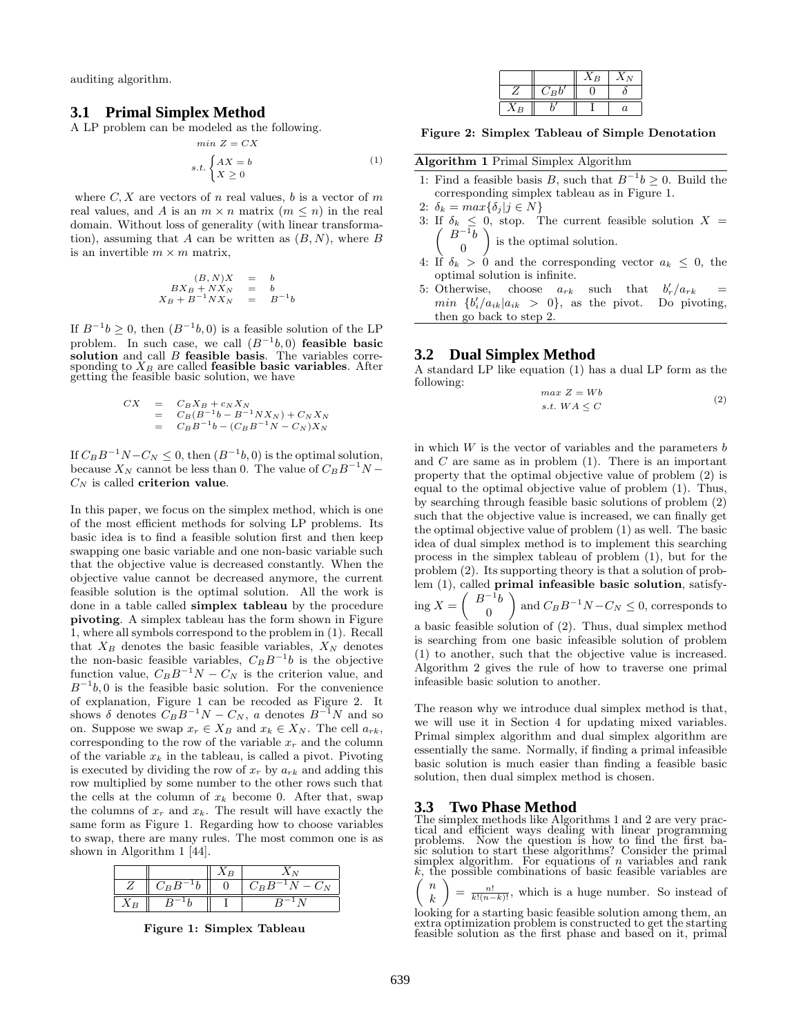auditing algorithm.

### 3.1 Primal Simplex Method

A LP problem can be modeled as the following.

$$\begin{aligned} & min\ Z = CX \\ & s.t. \begin{cases} AX = b \\ X \geq 0 \end{cases} \end{aligned} \tag{1}$$

where $C, X$ are vectors of $n$ real values, $b$ is a vector of $m$ real values, and $A$ is an $m \times n$ matrix ($m \leq n$) in the real domain. Without loss of generality (with linear transformation), assuming that $A$ can be written as $(B, N)$, where $B$ is an invertible $m \times m$ matrix,

$$\begin{aligned} (B, N)X &= b \\ BX_B + NX_N &= b \\ X_B + B^{-1}NX_N &= B^{-1}b \end{aligned}$$

If $B^{-1}b \geq 0$, then $(B^{-1}b, 0)$ is a feasible solution of the LP problem. In such case, we call $(B^{-1}b, 0)$ **feasible basic solution** and call $B$ **feasible basis**. The variables corresponding to $X_B$ are called **feasible basic variables**. After getting the feasible basic solution, we have

$$\begin{aligned} CX &= C_B X_B + c_N X_N \\ &= C_B(B^{-1}b - B^{-1}NX_N) + C_N X_N \\ &= C_B B^{-1}b - (C_B B^{-1}N - C_N)X_N \end{aligned}$$

If $C_B B^{-1}N - C_N \leq 0$, then $(B^{-1}b, 0)$ is the optimal solution, because $X_N$ cannot be less than 0. The value of $C_B B^{-1}N - C_N$ is called **criterion value**.

In this paper, we focus on the simplex method, which is one of the most efficient methods for solving LP problems. Its basic idea is to find a feasible solution first and then keep swapping one basic variable and one non-basic variable such that the objective value is decreased constantly. When the objective value cannot be decreased anymore, the current feasible solution is the optimal solution. All the work is done in a table called **simplex tableau** by the procedure **pivoting**. A simplex tableau has the form shown in Figure 1, where all symbols correspond to the problem in (1). Recall that $X_B$ denotes the basic feasible variables, $X_N$ denotes the non-basic feasible variables, $C_B B^{-1}b$ is the objective function value, $C_B B^{-1}N - C_N$ is the criterion value, and $B^{-1}b, 0$ is the feasible basic solution. For the convenience of explanation, Figure 1 can be recoded as Figure 2. It shows $\delta$ denotes $C_B B^{-1}N - C_N$, $a$ denotes $B^{-1}N$ and so on. Suppose we swap $x_r \in X_B$ and $x_k \in X_N$. The cell $a_{rk}$, corresponding to the row of the variable $x_r$ and the column of the variable $x_k$ in the tableau, is called a pivot. Pivoting is executed by dividing the row of $x_r$ by $a_{rk}$ and adding this row multiplied by some number to the other rows such that the cells at the column of $x_k$ become 0. After that, swap the columns of $x_r$ and $x_k$. The result will have exactly the same form as Figure 1. Regarding how to choose variables to swap, there are many rules. The most common one is as shown in Algorithm 1 [44].

| | | $X_B$ | $X_N$ |
|---|---|---|---|
| $Z$ | $C_B B^{-1}b$ | 0 | $C_B B^{-1}N - C_N$ |
| $X_B$ | $B^{-1}b$ | I | $B^{-1}N$ |

**Figure 1: Simplex Tableau**

| | | $X_B$ | $X_N$ |
|---|---|---|---|
| $Z$ | $C_B b'$ | 0 | $\delta$ |
| $X_B$ | $b'$ | I | $a$ |

**Figure 2: Simplex Tableau of Simple Denotation**

**Algorithm 1** Primal Simplex Algorithm

1: Find a feasible basis $B$, such that $B^{-1}b \geq 0$. Build the corresponding simplex tableau as in Figure 1.
2: $\delta_k = max\{\delta_j | j \in N\}$
3: If $\delta_k \leq 0$, stop. The current feasible solution $X = \begin{pmatrix} B^{-1}b \\ 0 \end{pmatrix}$ is the optimal solution.
4: If $\delta_k > 0$ and the corresponding vector $a_k \leq 0$, the optimal solution is infinite.
5: Otherwise, choose $a_{rk}$ such that $b'_r/a_{rk} = min\ \{b'_i/a_{ik} | a_{ik} > 0\}$, as the pivot. Do pivoting, then go back to step 2.

### 3.2 Dual Simplex Method

A standard LP like equation (1) has a dual LP form as the following:

$$\begin{aligned} & max\ Z = Wb \\ & s.t.\ WA \leq C \end{aligned} \tag{2}$$

in which $W$ is the vector of variables and the parameters $b$ and $C$ are same as in problem (1). There is an important property that the optimal objective value of problem (2) is equal to the optimal objective value of problem (1). Thus, by searching through feasible basic solutions of problem (2) such that the objective value is increased, we can finally get the optimal objective value of problem (1) as well. The basic idea of dual simplex method is to implement this searching process in the simplex tableau of problem (1), but for the problem (2). Its supporting theory is that a solution of problem (1), called **primal infeasible basic solution**, satisfying $X = \begin{pmatrix} B^{-1}b \\ 0 \end{pmatrix}$ and $C_B B^{-1}N - C_N \leq 0$, corresponds to a basic feasible solution of (2). Thus, dual simplex method is searching from one basic infeasible solution of problem (1) to another, such that the objective value is increased. Algorithm 2 gives the rule of how to traverse one primal infeasible basic solution to another.

The reason why we introduce dual simplex method is that, we will use it in Section 4 for updating mixed variables. Primal simplex algorithm and dual simplex algorithm are essentially the same. Normally, if finding a primal infeasible basic solution is much easier than finding a feasible basic solution, then dual simplex method is chosen.

### 3.3 Two Phase Method

The simplex methods like Algorithms 1 and 2 are very practical and efficient ways dealing with linear programming problems. Now the question is how to find the first basic solution to start these algorithms? Consider the primal simplex algorithm. For equations of $n$ variables and rank $k$, the possible combinations of basic feasible variables are $\begin{pmatrix} n \\ k \end{pmatrix} = \frac{n!}{k!(n-k)!}$, which is a huge number. So instead of looking for a starting basic feasible solution among them, an extra optimization problem is constructed to get the starting feasible solution as the first phase and based on it, primal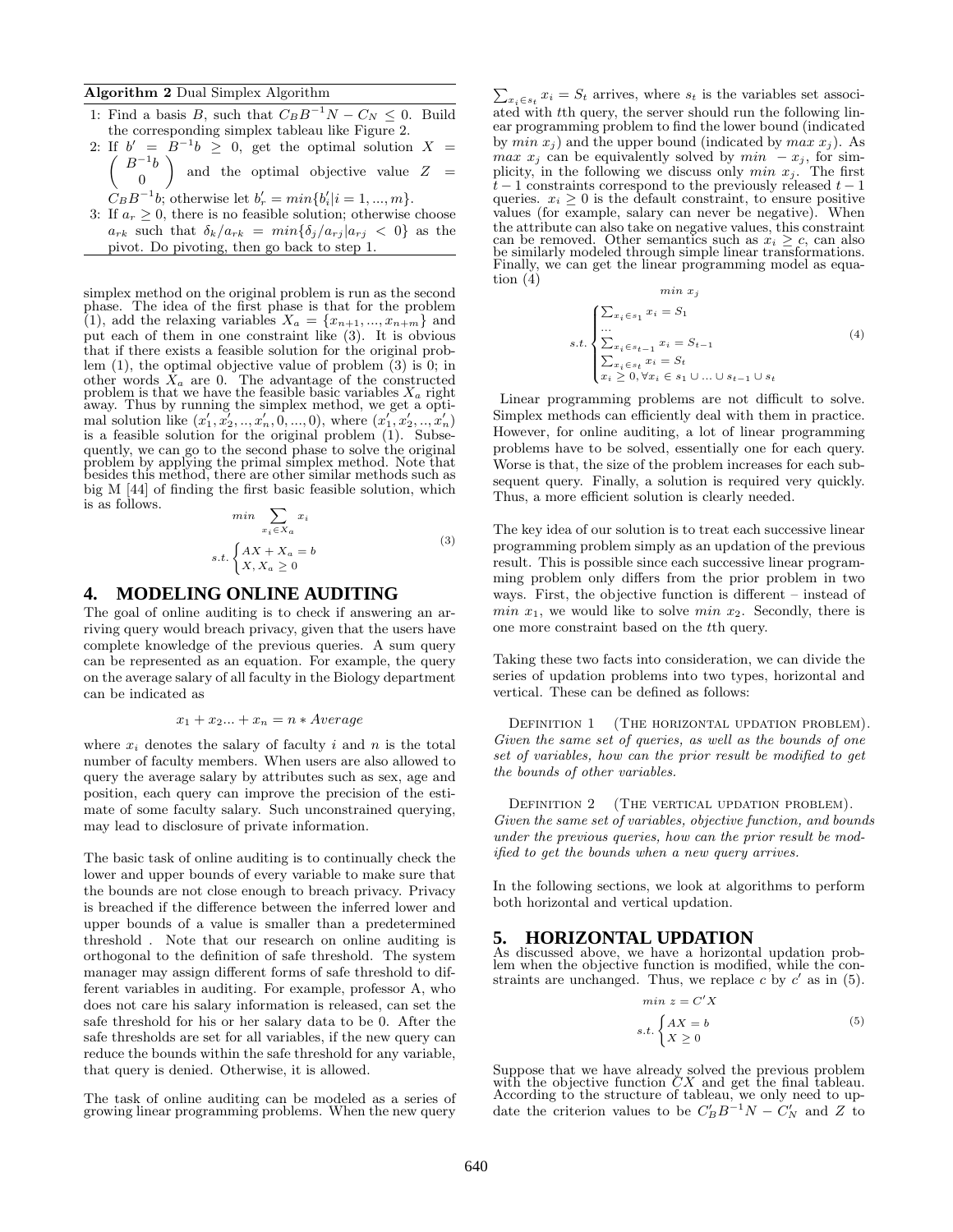**Algorithm 2** Dual Simplex Algorithm

1: Find a basis $B$, such that $C_B B^{-1} N - C_N \leq 0$. Build the corresponding simplex tableau like Figure 2.

2: If $b' = B^{-1}b \geq 0$, get the optimal solution $X = \begin{pmatrix} B^{-1}b \\ 0 \end{pmatrix}$ and the optimal objective value $Z = C_B B^{-1} b$; otherwise let $b'_r = min\{b'_i | i = 1, ..., m\}$.

3: If $a_r \geq 0$, there is no feasible solution; otherwise choose $a_{rk}$ such that $\delta_k / a_{rk} = min\{\delta_j / a_{rj} | a_{rj} < 0\}$ as the pivot. Do pivoting, then go back to step 1.

simplex method on the original problem is run as the second phase. The idea of the first phase is that for the problem (1), add the relaxing variables $X_a = \{x_{n+1}, ..., x_{n+m}\}$ and put each of them in one constraint like (3). It is obvious that if there exists a feasible solution for the original problem (1), the optimal objective value of problem (3) is 0; in other words $X_a$ are 0. The advantage of the constructed problem is that we have the feasible basic variables $X_a$ right away. Thus by running the simplex method, we get a optimal solution like $(x'_1, x'_2, .., x'_n, 0, ..., 0)$, where $(x'_1, x'_2, .., x'_n)$ is a feasible solution for the original problem (1). Subsequently, we can go to the second phase to solve the original problem by applying the primal simplex method. Note that besides this method, there are other similar methods such as big M [44] of finding the first basic feasible solution, which is as follows.

$$min \sum_{x_i \in X_a} x_i$$
$$s.t. \begin{cases} AX + X_a = b \\ X, X_a \geq 0 \end{cases} \tag{3}$$

## 4. MODELING ONLINE AUDITING

The goal of online auditing is to check if answering an arriving query would breach privacy, given that the users have complete knowledge of the previous queries. A sum query can be represented as an equation. For example, the query on the average salary of all faculty in the Biology department can be indicated as

$$x_1 + x_2 ... + x_n = n * Average$$

where $x_i$ denotes the salary of faculty $i$ and $n$ is the total number of faculty members. When users are also allowed to query the average salary by attributes such as sex, age and position, each query can improve the precision of the estimate of some faculty salary. Such unconstrained querying, may lead to disclosure of private information.

The basic task of online auditing is to continually check the lower and upper bounds of every variable to make sure that the bounds are not close enough to breach privacy. Privacy is breached if the difference between the inferred lower and upper bounds of a value is smaller than a predetermined threshold . Note that our research on online auditing is orthogonal to the definition of safe threshold. The system manager may assign different forms of safe threshold to different variables in auditing. For example, professor A, who does not care his salary information is released, can set the safe threshold for his or her salary data to be 0. After the safe thresholds are set for all variables, if the new query can reduce the bounds within the safe threshold for any variable, that query is denied. Otherwise, it is allowed.

The task of online auditing can be modeled as a series of growing linear programming problems. When the new query $\sum_{x_i \in s_t} x_i = S_t$ arrives, where $s_t$ is the variables set associated with $t$th query, the server should run the following linear programming problem to find the lower bound (indicated by $min\ x_j$) and the upper bound (indicated by $max\ x_j$). As $max\ x_j$ can be equivalently solved by $min\ -x_j$, for simplicity, in the following we discuss only $min\ x_j$. The first $t-1$ constraints correspond to the previously released $t-1$ queries. $x_i \geq 0$ is the default constraint, to ensure positive values (for example, salary can never be negative). When the attribute can also take on negative values, this constraint can be removed. Other semantics such as $x_i \geq c$, can also be similarly modeled through simple linear transformations. Finally, we can get the linear programming model as equation (4)

$$min\ x_j$$
$$s.t. \begin{cases} \sum_{x_i \in s_1} x_i = S_1 \\ ... \\ \sum_{x_i \in s_{t-1}} x_i = S_{t-1} \\ \sum_{x_i \in s_t} x_i = S_t \\ x_i \geq 0, \forall x_i \in s_1 \cup ... \cup s_{t-1} \cup s_t \end{cases} \tag{4}$$

Linear programming problems are not difficult to solve. Simplex methods can efficiently deal with them in practice. However, for online auditing, a lot of linear programming problems have to be solved, essentially one for each query. Worse is that, the size of the problem increases for each subsequent query. Finally, a solution is required very quickly. Thus, a more efficient solution is clearly needed.

The key idea of our solution is to treat each successive linear programming problem simply as an updation of the previous result. This is possible since each successive linear programming problem only differs from the prior problem in two ways. First, the objective function is different – instead of $min\ x_1$, we would like to solve $min\ x_2$. Secondly, there is one more constraint based on the $t$th query.

Taking these two facts into consideration, we can divide the series of updation problems into two types, horizontal and vertical. These can be defined as follows:

Definition 1 (The horizontal updation problem). *Given the same set of queries, as well as the bounds of one set of variables, how can the prior result be modified to get the bounds of other variables.*

Definition 2 (The vertical updation problem). *Given the same set of variables, objective function, and bounds under the previous queries, how can the prior result be modified to get the bounds when a new query arrives.*

In the following sections, we look at algorithms to perform both horizontal and vertical updation.

## 5. HORIZONTAL UPDATION

As discussed above, we have a horizontal updation problem when the objective function is modified, while the constraints are unchanged. Thus, we replace $c$ by $c'$ as in (5).

$$min\ z = C'X$$
$$s.t. \begin{cases} AX = b \\ X \geq 0 \end{cases} \tag{5}$$

Suppose that we have already solved the previous problem with the objective function $CX$ and get the final tableau. According to the structure of tableau, we only need to update the criterion values to be $C'_B B^{-1} N - C'_N$ and $Z$ to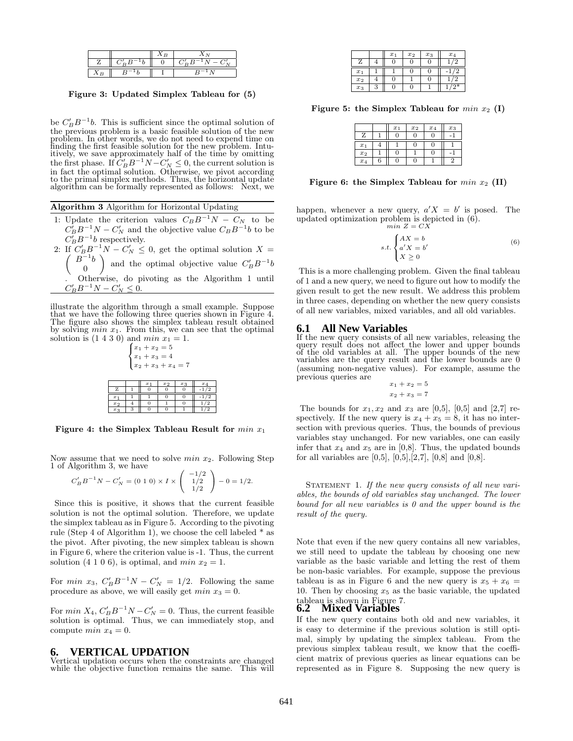|  |  | $X_B$ | $X_N$ |
|---|---|---|---|
| Z | $C'_B B^{-1} b$ | 0 | $C'_B B^{-1} N - C'_N$ |
| $X_B$ | $B^{-1} b$ | I | $B^{-1} N$ |

**Figure 3: Updated Simplex Tableau for (5)**

be $C'_B B^{-1} b$. This is sufficient since the optimal solution of the previous problem is a basic feasible solution of the new problem. In other words, we do not need to expend time on finding the first feasible solution for the new problem. Intuitively, we save approximately half of the time by omitting the first phase. If $C'_B B^{-1} N - C'_N \leq 0$, the current solution is in fact the optimal solution. Otherwise, we pivot according to the primal simplex methods. Thus, the horizontal update algorithm can be formally represented as follows: Next, we

**Algorithm 3** Algorithm for Horizontal Updating

1: Update the criterion values $C_B B^{-1} N - C_N$ to be $C'_B B^{-1} N - C'_N$ and the objective value $C_B B^{-1} b$ to be $C'_B B^{-1} b$ respectively.

2: If $C'_B B^{-1} N - C'_N \leq 0$, get the optimal solution $X = \begin{pmatrix} B^{-1}b \\ 0 \end{pmatrix}$ and the optimal objective value $C'_B B^{-1} b$. Otherwise, do pivoting as the Algorithm 1 until $C'_B B^{-1} N - C'_N \leq 0$.

illustrate the algorithm through a small example. Suppose that we have the following three queries shown in Figure 4. The figure also shows the simplex tableau result obtained by solving $min\ x_1$. From this, we can see that the optimal solution is (1 4 3 0) and $min\ x_1 = 1$.

$$\begin{cases} x_1 + x_2 = 5 \\ x_1 + x_3 = 4 \\ x_2 + x_3 + x_4 = 7 \end{cases}$$

|  |  | $x_1$ | $x_2$ | $x_3$ | $x_4$ |
|---|---|---|---|---|---|
| Z | 1 | 0 | 0 | 0 | -1/2 |
| $x_1$ | 1 | 1 | 0 | 0 | -1/2 |
| $x_2$ | 4 | 0 | 1 | 0 | 1/2 |
| $x_3$ | 3 | 0 | 0 | 1 | 1/2 |

**Figure 4: the Simplex Tableau Result for** $min\ x_1$

Now assume that we need to solve $min\ x_2$. Following Step 1 of Algorithm 3, we have

$$C'_B B^{-1} N - C'_N = (0\ 1\ 0) \times I \times \begin{pmatrix} -1/2 \\ 1/2 \\ 1/2 \end{pmatrix} - 0 = 1/2.$$

Since this is positive, it shows that the current feasible solution is not the optimal solution. Therefore, we update the simplex tableau as in Figure 5. According to the pivoting rule (Step 4 of Algorithm 1), we choose the cell labeled * as the pivot. After pivoting, the new simplex tableau is shown in Figure 6, where the criterion value is -1. Thus, the current solution (4 1 0 6), is optimal, and $min\ x_2 = 1$.

For $min\ x_3$, $C'_B B^{-1} N - C'_N = 1/2$. Following the same procedure as above, we will easily get $min\ x_3 = 0$.

For $min\ X_4$, $C'_B B^{-1} N - C'_N = 0$. Thus, the current feasible solution is optimal. Thus, we can immediately stop, and compute $min\ x_4 = 0$.

# 6. VERTICAL UPDATION

Vertical updation occurs when the constraints are changed while the objective function remains the same. This will

|  |  | $x_1$ | $x_2$ | $x_3$ | $x_4$ |
|---|---|---|---|---|---|
| Z | 4 | 0 | 0 | 0 | 1/2 |
| $x_1$ | 1 | 1 | 0 | 0 | -1/2 |
| $x_2$ | 4 | 0 | 1 | 0 | 1/2 |
| $x_3$ | 3 | 0 | 0 | 1 | 1/2* |

**Figure 5: the Simplex Tableau for** $min\ x_2$ **(I)**

|  |  | $x_1$ | $x_2$ | $x_4$ | $x_3$ |
|---|---|---|---|---|---|
| Z | 1 | 0 | 0 | 0 | -1 |
| $x_1$ | 4 | 1 | 0 | 0 | 1 |
| $x_2$ | 1 | 0 | 1 | 0 | -1 |
| $x_4$ | 6 | 0 | 0 | 1 | 2 |

**Figure 6: the Simplex Tableau for** $min\ x_2$ **(II)**

happen, whenever a new query, $a'X = b'$ is posed. The updated optimization problem is depicted in (6).

$$min\ Z = CX$$

$$s.t. \begin{cases} AX = b \\ a'X = b' \\ X \geq 0 \end{cases} \quad (6)$$

This is a more challenging problem. Given the final tableau of 1 and a new query, we need to figure out how to modify the given result to get the new result. We address this problem in three cases, depending on whether the new query consists of all new variables, mixed variables, and all old variables.

## 6.1 All New Variables

If the new query consists of all new variables, releasing the query result does not affect the lower and upper bounds of the old variables at all. The upper bounds of the new variables are the query result and the lower bounds are 0 (assuming non-negative values). For example, assume the previous queries are

$$x_1 + x_2 = 5$$

$$x_2 + x_3 = 7$$

The bounds for $x_1, x_2$ and $x_3$ are [0,5], [0,5] and [2,7] respectively. If the new query is $x_4 + x_5 = 8$, it has no intersection with previous queries. Thus, the bounds of previous variables stay unchanged. For new variables, one can easily infer that $x_4$ and $x_5$ are in [0,8]. Thus, the updated bounds for all variables are [0,5], [0,5],[2,7], [0,8] and [0,8].

STATEMENT 1. *If the new query consists of all new variables, the bounds of old variables stay unchanged. The lower bound for all new variables is 0 and the upper bound is the result of the query.*

Note that even if the new query contains all new variables, we still need to update the tableau by choosing one new variable as the basic variable and letting the rest of them be non-basic variables. For example, suppose the previous tableau is as in Figure 6 and the new query is $x_5 + x_6 = 10$. Then by choosing $x_5$ as the basic variable, the updated tableau is shown in Figure 7.

## 6.2 Mixed Variables

If the new query contains both old and new variables, it is easy to determine if the previous solution is still optimal, simply by updating the simplex tableau. From the previous simplex tableau result, we know that the coefficient matrix of previous queries as linear equations can be represented as in Figure 8. Supposing the new query is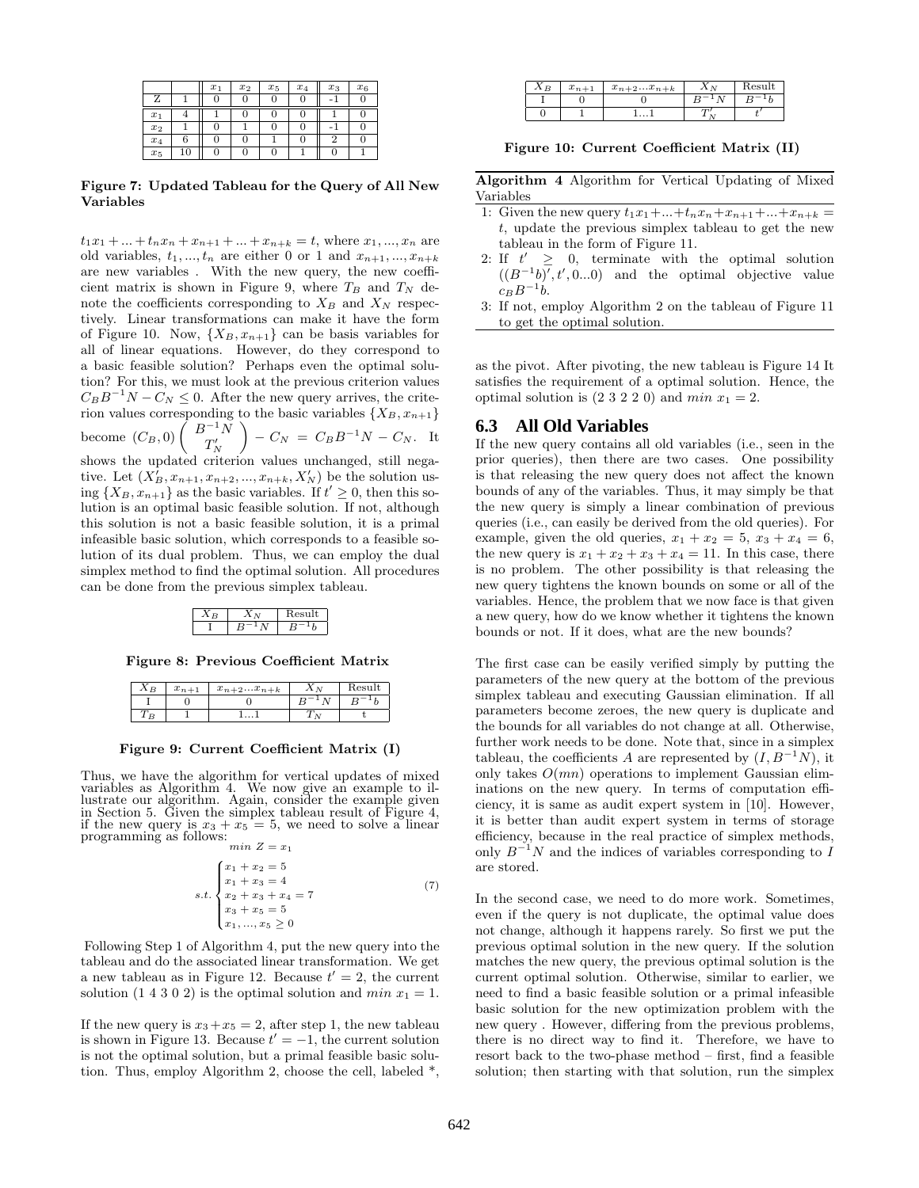|  |  | $x_1$ | $x_2$ | $x_5$ | $x_4$ | $x_3$ | $x_6$ |
|---|---|---|---|---|---|---|---|
| Z | 1 | 0 | 0 | 0 | 0 | -1 | 0 |
| $x_1$ | 4 | 1 | 0 | 0 | 0 | 1 | 0 |
| $x_2$ | 1 | 0 | 1 | 0 | 0 | -1 | 0 |
| $x_4$ | 6 | 0 | 0 | 1 | 0 | 2 | 0 |
| $x_5$ | 10 | 0 | 0 | 0 | 1 | 0 | 1 |

**Figure 7: Updated Tableau for the Query of All New Variables**

$t_1x_1 + ... + t_nx_n + x_{n+1} + ... + x_{n+k} = t$, where $x_1, ..., x_n$ are old variables, $t_1, ..., t_n$ are either 0 or 1 and $x_{n+1}, ..., x_{n+k}$ are new variables . With the new query, the new coefficient matrix is shown in Figure 9, where $T_B$ and $T_N$ denote the coefficients corresponding to $X_B$ and $X_N$ respectively. Linear transformations can make it have the form of Figure 10. Now, $\{X_B, x_{n+1}\}$ can be basis variables for all of linear equations. However, do they correspond to a basic feasible solution? Perhaps even the optimal solution? For this, we must look at the previous criterion values $C_BB^{-1}N - C_N \leq 0$. After the new query arrives, the criterion values corresponding to the basic variables $\{X_B, x_{n+1}\}$ become $(C_B, 0)\begin{pmatrix} B^{-1}N \\ T'_N \end{pmatrix} - C_N = C_BB^{-1}N - C_N$. It shows the updated criterion values unchanged, still negative. Let $(X'_B, x_{n+1}, x_{n+2}, ..., x_{n+k}, X'_N)$ be the solution using $\{X_B, x_{n+1}\}$ as the basic variables. If $t' \geq 0$, then this solution is an optimal basic feasible solution. If not, although this solution is not a basic feasible solution, it is a primal infeasible basic solution, which corresponds to a feasible solution of its dual problem. Thus, we can employ the dual simplex method to find the optimal solution. All procedures can be done from the previous simplex tableau.

| $X_B$ | $X_N$ | Result |
|---|---|---|
| I | $B^{-1}N$ | $B^{-1}b$ |

**Figure 8: Previous Coefficient Matrix**

| $X_B$ | $x_{n+1}$ | $x_{n+2}...x_{n+k}$ | $X_N$ | Result |
|---|---|---|---|---|
| I | 0 | 0 | $B^{-1}N$ | $B^{-1}b$ |
| $T_B$ | 1 | 1...1 | $T_N$ | t |

**Figure 9: Current Coefficient Matrix (I)**

Thus, we have the algorithm for vertical updates of mixed variables as Algorithm 4. We now give an example to illustrate our algorithm. Again, consider the example given in Section 5. Given the simplex tableau result of Figure 4, if the new query is $x_3 + x_5 = 5$, we need to solve a linear programming as follows:

$$min\ Z = x_1$$

$$s.t. \begin{cases} x_1 + x_2 = 5 \\ x_1 + x_3 = 4 \\ x_2 + x_3 + x_4 = 7 \\ x_3 + x_5 = 5 \\ x_1, ..., x_5 \geq 0 \end{cases} \tag{7}$$

Following Step 1 of Algorithm 4, put the new query into the tableau and do the associated linear transformation. We get a new tableau as in Figure 12. Because $t' = 2$, the current solution (1 4 3 0 2) is the optimal solution and $min\ x_1 = 1$.

If the new query is $x_3 + x_5 = 2$, after step 1, the new tableau is shown in Figure 13. Because $t' = -1$, the current solution is not the optimal solution, but a primal feasible basic solution. Thus, employ Algorithm 2, choose the cell, labeled *, as the pivot. After pivoting, the new tableau is Figure 14 It satisfies the requirement of a optimal solution. Hence, the optimal solution is (2 3 2 2 0) and $min\ x_1 = 2$.

| $X_B$ | $x_{n+1}$ | $x_{n+2}...x_{n+k}$ | $X_N$ | Result |
|---|---|---|---|---|
| I | 0 | 0 | $B^{-1}N$ | $B^{-1}b$ |
| 0 | 1 | 1...1 | $T'_N$ | $t'$ |

**Figure 10: Current Coefficient Matrix (II)**

**Algorithm 4** Algorithm for Vertical Updating of Mixed Variables

1: Given the new query $t_1x_1+...+t_nx_n+x_{n+1}+...+x_{n+k} = t$, update the previous simplex tableau to get the new tableau in the form of Figure 11.
2: If $t' \geq 0$, terminate with the optimal solution $((B^{-1}b)', t', 0...0)$ and the optimal objective value $c_BB^{-1}b$.
3: If not, employ Algorithm 2 on the tableau of Figure 11 to get the optimal solution.

## 6.3 All Old Variables

If the new query contains all old variables (i.e., seen in the prior queries), then there are two cases. One possibility is that releasing the new query does not affect the known bounds of any of the variables. Thus, it may simply be that the new query is simply a linear combination of previous queries (i.e., can easily be derived from the old queries). For example, given the old queries, $x_1 + x_2 = 5$, $x_3 + x_4 = 6$, the new query is $x_1 + x_2 + x_3 + x_4 = 11$. In this case, there is no problem. The other possibility is that releasing the new query tightens the known bounds on some or all of the variables. Hence, the problem that we now face is that given a new query, how do we know whether it tightens the known bounds or not. If it does, what are the new bounds?

The first case can be easily verified simply by putting the parameters of the new query at the bottom of the previous simplex tableau and executing Gaussian elimination. If all parameters become zeroes, the new query is duplicate and the bounds for all variables do not change at all. Otherwise, further work needs to be done. Note that, since in a simplex tableau, the coefficients $A$ are represented by $(I, B^{-1}N)$, it only takes $O(mn)$ operations to implement Gaussian eliminations on the new query. In terms of computation efficiency, it is same as audit expert system in [10]. However, it is better than audit expert system in terms of storage efficiency, because in the real practice of simplex methods, only $B^{-1}N$ and the indices of variables corresponding to $I$ are stored.

In the second case, we need to do more work. Sometimes, even if the query is not duplicate, the optimal value does not change, although it happens rarely. So first we put the previous optimal solution in the new query. If the solution matches the new query, the previous optimal solution is the current optimal solution. Otherwise, similar to earlier, we need to find a basic feasible solution or a primal infeasible basic solution for the new optimization problem with the new query . However, differing from the previous problems, there is no direct way to find it. Therefore, we have to resort back to the two-phase method – first, find a feasible solution; then starting with that solution, run the simplex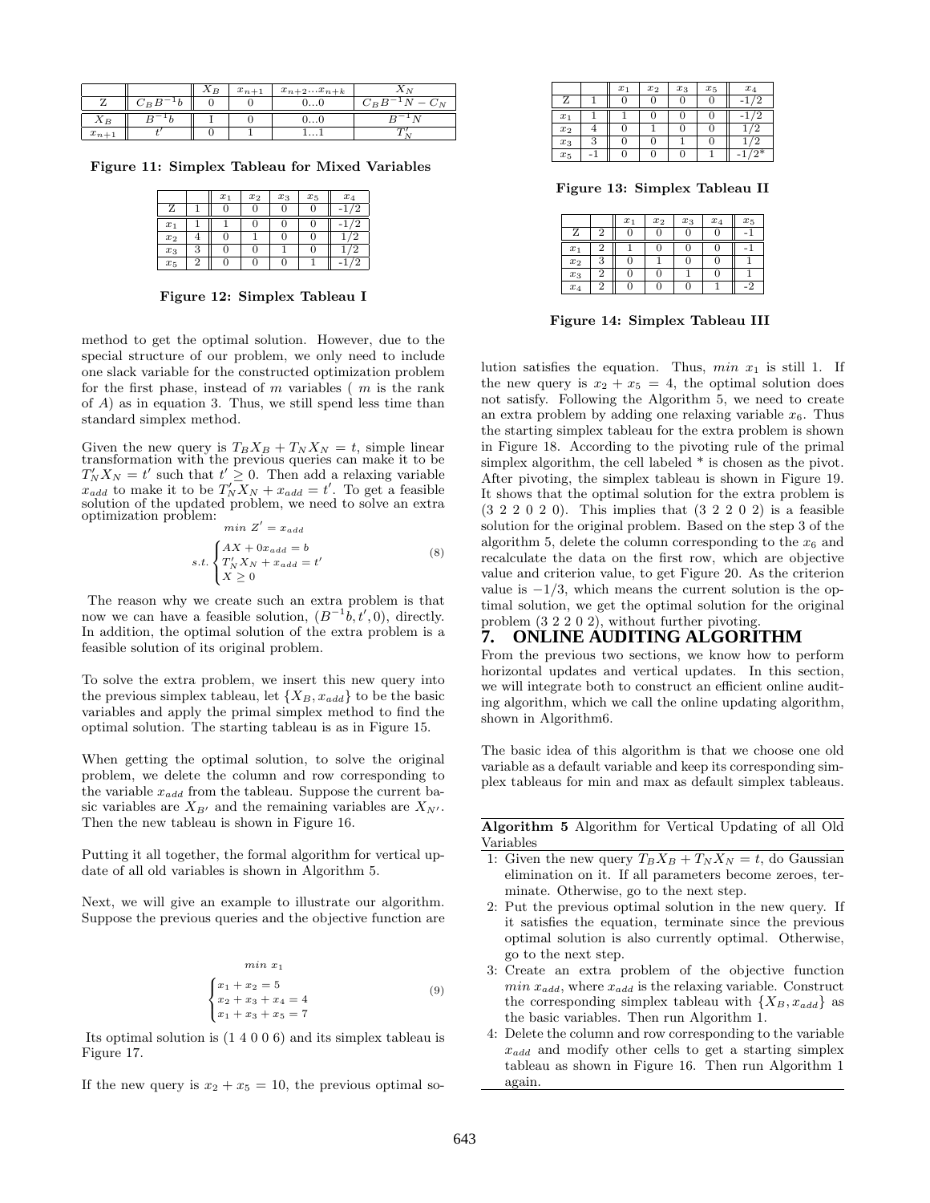| | | $X_B$ | $x_{n+1}$ | $x_{n+2}...x_{n+k}$ | $X_N$ |
|---|---|---|---|---|---|
| Z | $C_B B^{-1} b$ | 0 | 0 | 0...0 | $C_B B^{-1} N - C_N$ |
| $X_B$ | $B^{-1} b$ | I | 0 | 0...0 | $B^{-1} N$ |
| $x_{n+1}$ | $t'$ | 0 | 1 | 1...1 | $T'_N$ |

**Figure 11: Simplex Tableau for Mixed Variables**

| | | $x_1$ | $x_2$ | $x_3$ | $x_5$ | $x_4$ |
|---|---|---|---|---|---|---|
| Z | 1 | 0 | 0 | 0 | 0 | -1/2 |
| $x_1$ | 1 | 1 | 0 | 0 | 0 | -1/2 |
| $x_2$ | 4 | 0 | 1 | 0 | 0 | 1/2 |
| $x_3$ | 3 | 0 | 0 | 1 | 0 | 1/2 |
| $x_5$ | 2 | 0 | 0 | 0 | 1 | -1/2 |

**Figure 12: Simplex Tableau I**

method to get the optimal solution. However, due to the special structure of our problem, we only need to include one slack variable for the constructed optimization problem for the first phase, instead of $m$ variables ( $m$ is the rank of $A$) as in equation 3. Thus, we still spend less time than standard simplex method.

Given the new query is $T_B X_B + T_N X_N = t$, simple linear transformation with the previous queries can make it to be $T'_N X_N = t'$ such that $t' \geq 0$. Then add a relaxing variable $x_{add}$ to make it to be $T'_N X_N + x_{add} = t'$. To get a feasible solution of the updated problem, we need to solve an extra optimization problem:

$$\min\ Z' = x_{add}$$
$$s.t. \begin{cases} AX + 0x_{add} = b \\ T'_N X_N + x_{add} = t' \\ X \geq 0 \end{cases} \tag{8}$$

The reason why we create such an extra problem is that now we can have a feasible solution, $(B^{-1}b, t', 0)$, directly. In addition, the optimal solution of the extra problem is a feasible solution of its original problem.

To solve the extra problem, we insert this new query into the previous simplex tableau, let $\{X_B, x_{add}\}$ to be the basic variables and apply the primal simplex method to find the optimal solution. The starting tableau is as in Figure 15.

When getting the optimal solution, to solve the original problem, we delete the column and row corresponding to the variable $x_{add}$ from the tableau. Suppose the current basic variables are $X_{B'}$ and the remaining variables are $X_{N'}$. Then the new tableau is shown in Figure 16.

Putting it all together, the formal algorithm for vertical update of all old variables is shown in Algorithm 5.

Next, we will give an example to illustrate our algorithm. Suppose the previous queries and the objective function are

$$\min\ x_1$$
$$\begin{cases} x_1 + x_2 = 5 \\ x_2 + x_3 + x_4 = 4 \\ x_1 + x_3 + x_5 = 7 \end{cases} \tag{9}$$

Its optimal solution is (1 4 0 0 6) and its simplex tableau is Figure 17.

If the new query is $x_2 + x_5 = 10$, the previous optimal solution satisfies the equation. Thus, $\min\ x_1$ is still 1. If the new query is $x_2 + x_5 = 4$, the optimal solution does not satisfy. Following the Algorithm 5, we need to create an extra problem by adding one relaxing variable $x_6$. Thus the starting simplex tableau for the extra problem is shown in Figure 18. According to the pivoting rule of the primal simplex algorithm, the cell labeled * is chosen as the pivot. After pivoting, the simplex tableau is shown in Figure 19. It shows that the optimal solution for the extra problem is (3 2 2 0 2 0). This implies that (3 2 2 0 2) is a feasible solution for the original problem. Based on the step 3 of the algorithm 5, delete the column corresponding to the $x_6$ and recalculate the data on the first row, which are objective value and criterion value, to get Figure 20. As the criterion value is $-1/3$, which means the current solution is the optimal solution, we get the optimal solution for the original problem (3 2 2 0 2), without further pivoting.

| | | $x_1$ | $x_2$ | $x_3$ | $x_5$ | $x_4$ |
|---|---|---|---|---|---|---|
| Z | 1 | 0 | 0 | 0 | 0 | -1/2 |
| $x_1$ | 1 | 1 | 0 | 0 | 0 | -1/2 |
| $x_2$ | 4 | 0 | 1 | 0 | 0 | 1/2 |
| $x_3$ | 3 | 0 | 0 | 1 | 0 | 1/2 |
| $x_5$ | -1 | 0 | 0 | 0 | 1 | -1/2* |

**Figure 13: Simplex Tableau II**

| | | $x_1$ | $x_2$ | $x_3$ | $x_4$ | $x_5$ |
|---|---|---|---|---|---|---|
| Z | 2 | 0 | 0 | 0 | 0 | -1 |
| $x_1$ | 2 | 1 | 0 | 0 | 0 | -1 |
| $x_2$ | 3 | 0 | 1 | 0 | 0 | 1 |
| $x_3$ | 2 | 0 | 0 | 1 | 0 | 1 |
| $x_4$ | 2 | 0 | 0 | 0 | 1 | -2 |

**Figure 14: Simplex Tableau III**

## 7. ONLINE AUDITING ALGORITHM

From the previous two sections, we know how to perform horizontal updates and vertical updates. In this section, we will integrate both to construct an efficient online auditing algorithm, which we call the online updating algorithm, shown in Algorithm6.

The basic idea of this algorithm is that we choose one old variable as a default variable and keep its corresponding simplex tableaus for min and max as default simplex tableaus.

---

**Algorithm 5** Algorithm for Vertical Updating of all Old Variables

1: Given the new query $T_B X_B + T_N X_N = t$, do Gaussian elimination on it. If all parameters become zeroes, terminate. Otherwise, go to the next step.

2: Put the previous optimal solution in the new query. If it satisfies the equation, terminate since the previous optimal solution is also currently optimal. Otherwise, go to the next step.

3: Create an extra problem of the objective function $\min\ x_{add}$, where $x_{add}$ is the relaxing variable. Construct the corresponding simplex tableau with $\{X_B, x_{add}\}$ as the basic variables. Then run Algorithm 1.

4: Delete the column and row corresponding to the variable $x_{add}$ and modify other cells to get a starting simplex tableau as shown in Figure 16. Then run Algorithm 1 again.

---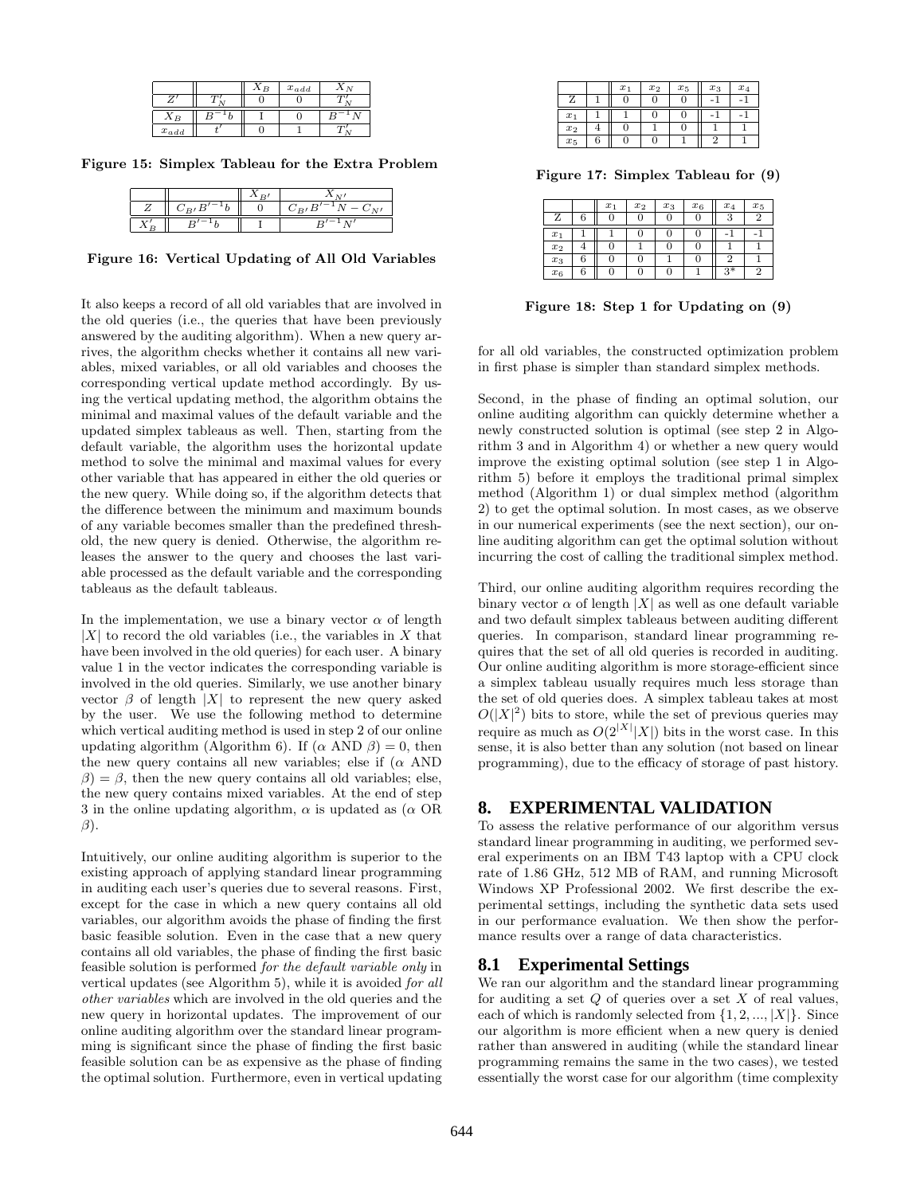|  |  | $X_B$ | $x_{add}$ | $X_N$ |
| --- | --- | --- | --- | --- |
| $Z'$ | $T'_N$ | 0 | 0 | $T'_N$ |
| $X_B$ | $B^{-1}b$ | I | 0 | $B^{-1}N$ |
| $x_{add}$ | $t'$ | 0 | 1 | $T'_N$ |

**Figure 15: Simplex Tableau for the Extra Problem**

|  |  | $X_{B'}$ | $X_{N'}$ |
| --- | --- | --- | --- |
| $Z$ | $C_{B'}B'^{-1}b$ | 0 | $C_{B'}B'^{-1}N - C_{N'}$ |
| $X'_B$ | $B'^{-1}b$ | I | $B'^{-1}N'$ |

**Figure 16: Vertical Updating of All Old Variables**

It also keeps a record of all old variables that are involved in the old queries (i.e., the queries that have been previously answered by the auditing algorithm). When a new query arrives, the algorithm checks whether it contains all new variables, mixed variables, or all old variables and chooses the corresponding vertical update method accordingly. By using the vertical updating method, the algorithm obtains the minimal and maximal values of the default variable and the updated simplex tableaus as well. Then, starting from the default variable, the algorithm uses the horizontal update method to solve the minimal and maximal values for every other variable that has appeared in either the old queries or the new query. While doing so, if the algorithm detects that the difference between the minimum and maximum bounds of any variable becomes smaller than the predefined threshold, the new query is denied. Otherwise, the algorithm releases the answer to the query and chooses the last variable processed as the default variable and the corresponding tableaus as the default tableaus.

In the implementation, we use a binary vector $\alpha$ of length $|X|$ to record the old variables (i.e., the variables in $X$ that have been involved in the old queries) for each user. A binary value 1 in the vector indicates the corresponding variable is involved in the old queries. Similarly, we use another binary vector $\beta$ of length $|X|$ to represent the new query asked by the user. We use the following method to determine which vertical auditing method is used in step 2 of our online updating algorithm (Algorithm 6). If ($\alpha$ AND $\beta$) $= 0$, then the new query contains all new variables; else if ($\alpha$ AND $\beta$) $= \beta$, then the new query contains all old variables; else, the new query contains mixed variables. At the end of step 3 in the online updating algorithm, $\alpha$ is updated as ($\alpha$ OR $\beta$).

Intuitively, our online auditing algorithm is superior to the existing approach of applying standard linear programming in auditing each user's queries due to several reasons. First, except for the case in which a new query contains all old variables, our algorithm avoids the phase of finding the first basic feasible solution. Even in the case that a new query contains all old variables, the phase of finding the first basic feasible solution is performed *for the default variable only* in vertical updates (see Algorithm 5), while it is avoided *for all other variables* which are involved in the old queries and the new query in horizontal updates. The improvement of our online auditing algorithm over the standard linear programming is significant since the phase of finding the first basic feasible solution can be as expensive as the phase of finding the optimal solution. Furthermore, even in vertical updating

|  |  | $x_1$ | $x_2$ | $x_5$ | $x_3$ | $x_4$ |
| --- | --- | --- | --- | --- | --- | --- |
| Z | 1 | 0 | 0 | 0 | -1 | -1 |
| $x_1$ | 1 | 1 | 0 | 0 | -1 | -1 |
| $x_2$ | 4 | 0 | 1 | 0 | 1 | 1 |
| $x_5$ | 6 | 0 | 0 | 1 | 2 | 1 |

**Figure 17: Simplex Tableau for (9)**

|  |  | $x_1$ | $x_2$ | $x_3$ | $x_6$ | $x_4$ | $x_5$ |
| --- | --- | --- | --- | --- | --- | --- | --- |
| Z | 6 | 0 | 0 | 0 | 0 | 3 | 2 |
| $x_1$ | 1 | 1 | 0 | 0 | 0 | -1 | -1 |
| $x_2$ | 4 | 0 | 1 | 0 | 0 | 1 | 1 |
| $x_3$ | 6 | 0 | 0 | 1 | 0 | 2 | 1 |
| $x_6$ | 6 | 0 | 0 | 0 | 1 | 3* | 2 |

**Figure 18: Step 1 for Updating on (9)**

for all old variables, the constructed optimization problem in first phase is simpler than standard simplex methods.

Second, in the phase of finding an optimal solution, our online auditing algorithm can quickly determine whether a newly constructed solution is optimal (see step 2 in Algorithm 3 and in Algorithm 4) or whether a new query would improve the existing optimal solution (see step 1 in Algorithm 5) before it employs the traditional primal simplex method (Algorithm 1) or dual simplex method (algorithm 2) to get the optimal solution. In most cases, as we observe in our numerical experiments (see the next section), our online auditing algorithm can get the optimal solution without incurring the cost of calling the traditional simplex method.

Third, our online auditing algorithm requires recording the binary vector $\alpha$ of length $|X|$ as well as one default variable and two default simplex tableaus between auditing different queries. In comparison, standard linear programming requires that the set of all old queries is recorded in auditing. Our online auditing algorithm is more storage-efficient since a simplex tableau usually requires much less storage than the set of old queries does. A simplex tableau takes at most $O(|X|^2)$ bits to store, while the set of previous queries may require as much as $O(2^{|X|}|X|)$ bits in the worst case. In this sense, it is also better than any solution (not based on linear programming), due to the efficacy of storage of past history.

## 8. EXPERIMENTAL VALIDATION

To assess the relative performance of our algorithm versus standard linear programming in auditing, we performed several experiments on an IBM T43 laptop with a CPU clock rate of 1.86 GHz, 512 MB of RAM, and running Microsoft Windows XP Professional 2002. We first describe the experimental settings, including the synthetic data sets used in our performance evaluation. We then show the performance results over a range of data characteristics.

### 8.1 Experimental Settings

We ran our algorithm and the standard linear programming for auditing a set $Q$ of queries over a set $X$ of real values, each of which is randomly selected from $\{1, 2, ..., |X|\}$. Since our algorithm is more efficient when a new query is denied rather than answered in auditing (while the standard linear programming remains the same in the two cases), we tested essentially the worst case for our algorithm (time complexity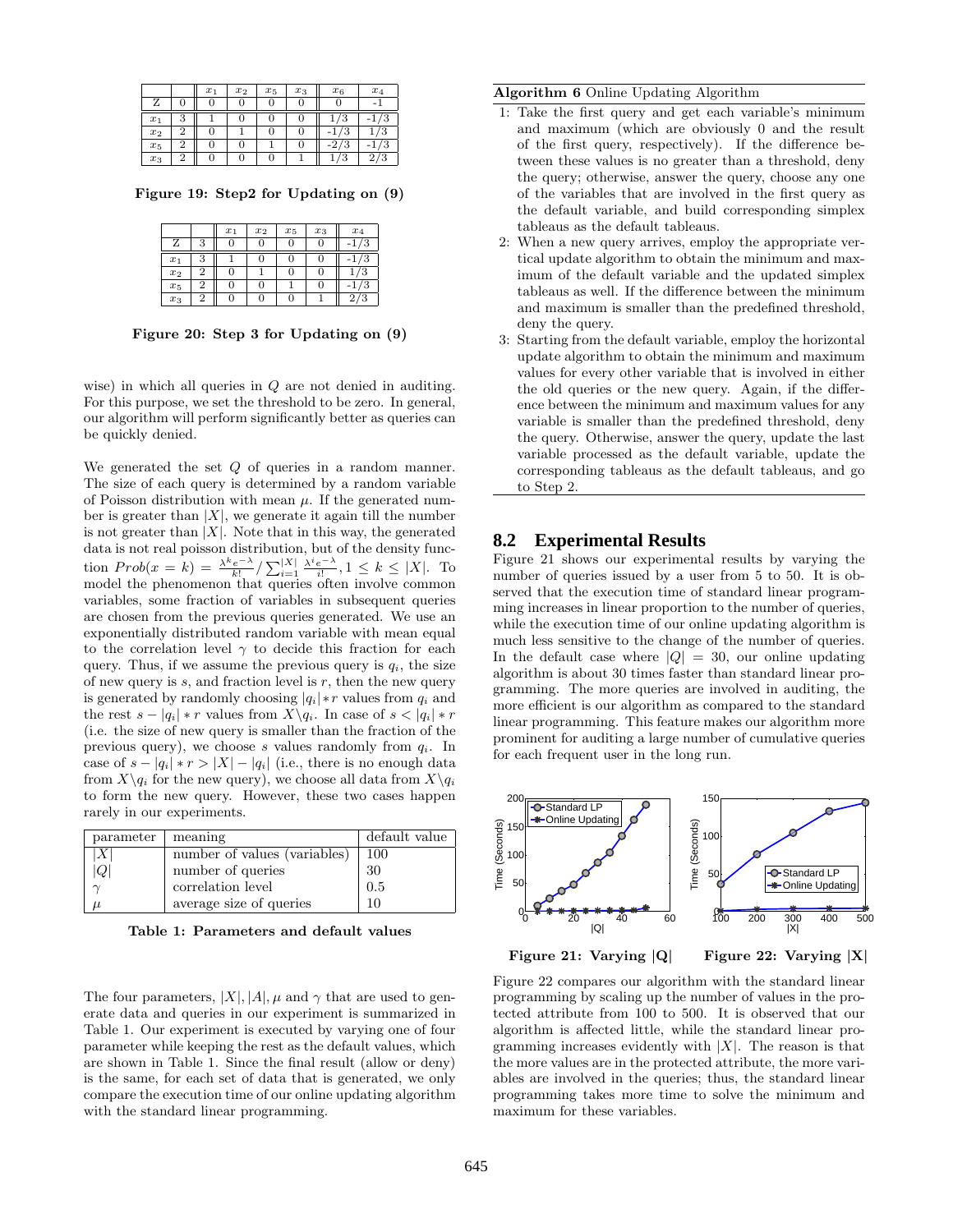|  |  | $x_1$ | $x_2$ | $x_5$ | $x_3$ | $x_6$ | $x_4$ |
|---|---|---|---|---|---|---|---|
| Z | 0 | 0 | 0 | 0 | 0 | 0 | -1 |
| $x_1$ | 3 | 1 | 0 | 0 | 0 | 1/3 | -1/3 |
| $x_2$ | 2 | 0 | 1 | 0 | 0 | -1/3 | 1/3 |
| $x_5$ | 2 | 0 | 0 | 1 | 0 | -2/3 | -1/3 |
| $x_3$ | 2 | 0 | 0 | 0 | 1 | 1/3 | 2/3 |

**Figure 19: Step2 for Updating on (9)**

|  |  | $x_1$ | $x_2$ | $x_5$ | $x_3$ | $x_4$ |
|---|---|---|---|---|---|---|
| Z | 3 | 0 | 0 | 0 | 0 | -1/3 |
| $x_1$ | 3 | 1 | 0 | 0 | 0 | -1/3 |
| $x_2$ | 2 | 0 | 1 | 0 | 0 | 1/3 |
| $x_5$ | 2 | 0 | 0 | 1 | 0 | -1/3 |
| $x_3$ | 2 | 0 | 0 | 0 | 1 | 2/3 |

**Figure 20: Step 3 for Updating on (9)**

wise) in which all queries in $Q$ are not denied in auditing. For this purpose, we set the threshold to be zero. In general, our algorithm will perform significantly better as queries can be quickly denied.

We generated the set $Q$ of queries in a random manner. The size of each query is determined by a random variable of Poisson distribution with mean $\mu$. If the generated number is greater than $|X|$, we generate it again till the number is not greater than $|X|$. Note that in this way, the generated data is not real poisson distribution, but of the density function $Prob(x = k) = \frac{\lambda^k e^{-\lambda}}{k!} / \sum_{i=1}^{|X|} \frac{\lambda^i e^{-\lambda}}{i!}, 1 \le k \le |X|$. To model the phenomenon that queries often involve common variables, some fraction of variables in subsequent queries are chosen from the previous queries generated. We use an exponentially distributed random variable with mean equal to the correlation level $\gamma$ to decide this fraction for each query. Thus, if we assume the previous query is $q_i$, the size of new query is $s$, and fraction level is $r$, then the new query is generated by randomly choosing $|q_i| * r$ values from $q_i$ and the rest $s - |q_i| * r$ values from $X \backslash q_i$. In case of $s < |q_i| * r$ (i.e. the size of new query is smaller than the fraction of the previous query), we choose $s$ values randomly from $q_i$. In case of $s - |q_i| * r > |X| - |q_i|$ (i.e., there is no enough data from $X \backslash q_i$ for the new query), we choose all data from $X \backslash q_i$ to form the new query. However, these two cases happen rarely in our experiments.

| parameter | meaning | default value |
|---|---|---|
| $\|X\|$ | number of values (variables) | 100 |
| $\|Q\|$ | number of queries | 30 |
| $\gamma$ | correlation level | 0.5 |
| $\mu$ | average size of queries | 10 |

**Table 1: Parameters and default values**

The four parameters, $|X|, |A|, \mu$ and $\gamma$ that are used to generate data and queries in our experiment is summarized in Table 1. Our experiment is executed by varying one of four parameter while keeping the rest as the default values, which are shown in Table 1. Since the final result (allow or deny) is the same, for each set of data that is generated, we only compare the execution time of our online updating algorithm with the standard linear programming.

**Algorithm 6** Online Updating Algorithm

1: Take the first query and get each variable's minimum and maximum (which are obviously 0 and the result of the first query, respectively). If the difference between these values is no greater than a threshold, deny the query; otherwise, answer the query, choose any one of the variables that are involved in the first query as the default variable, and build corresponding simplex tableaus as the default tableaus.

2: When a new query arrives, employ the appropriate vertical update algorithm to obtain the minimum and maximum of the default variable and the updated simplex tableaus as well. If the difference between the minimum and maximum is smaller than the predefined threshold, deny the query.

3: Starting from the default variable, employ the horizontal update algorithm to obtain the minimum and maximum values for every other variable that is involved in either the old queries or the new query. Again, if the difference between the minimum and maximum values for any variable is smaller than the predefined threshold, deny the query. Otherwise, answer the query, update the last variable processed as the default variable, update the corresponding tableaus as the default tableaus, and go to Step 2.

## 8.2 Experimental Results

Figure 21 shows our experimental results by varying the number of queries issued by a user from 5 to 50. It is observed that the execution time of standard linear programming increases in linear proportion to the number of queries, while the execution time of our online updating algorithm is much less sensitive to the change of the number of queries. In the default case where $|Q| = 30$, our online updating algorithm is about 30 times faster than standard linear programming. The more queries are involved in auditing, the more efficient is our algorithm as compared to the standard linear programming. This feature makes our algorithm more prominent for auditing a large number of cumulative queries for each frequent user in the long run.

**Figure 21: Varying |Q|**

**Figure 22: Varying |X|**

Figure 22 compares our algorithm with the standard linear programming by scaling up the number of values in the protected attribute from 100 to 500. It is observed that our algorithm is affected little, while the standard linear programming increases evidently with $|X|$. The reason is that the more values are in the protected attribute, the more variables are involved in the queries; thus, the standard linear programming takes more time to solve the minimum and maximum for these variables.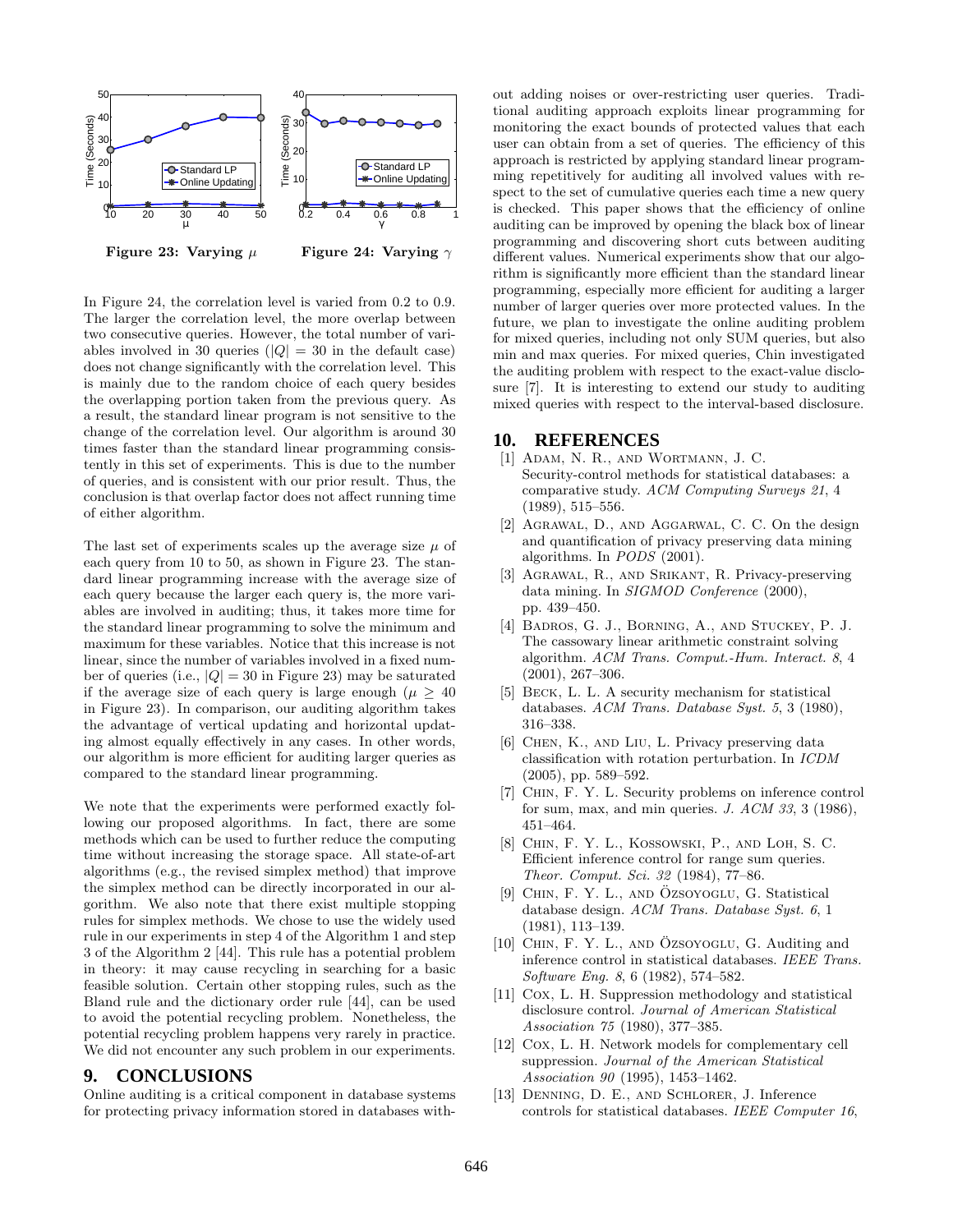Figure 23: Varying $\mu$

Figure 24: Varying $\gamma$

In Figure 24, the correlation level is varied from 0.2 to 0.9. The larger the correlation level, the more overlap between two consecutive queries. However, the total number of variables involved in 30 queries ($|Q| = 30$ in the default case) does not change significantly with the correlation level. This is mainly due to the random choice of each query besides the overlapping portion taken from the previous query. As a result, the standard linear program is not sensitive to the change of the correlation level. Our algorithm is around 30 times faster than the standard linear programming consistently in this set of experiments. This is due to the number of queries, and is consistent with our prior result. Thus, the conclusion is that overlap factor does not affect running time of either algorithm.

The last set of experiments scales up the average size $\mu$ of each query from 10 to 50, as shown in Figure 23. The standard linear programming increase with the average size of each query because the larger each query is, the more variables are involved in auditing; thus, it takes more time for the standard linear programming to solve the minimum and maximum for these variables. Notice that this increase is not linear, since the number of variables involved in a fixed number of queries (i.e., $|Q| = 30$ in Figure 23) may be saturated if the average size of each query is large enough ($\mu \geq 40$ in Figure 23). In comparison, our auditing algorithm takes the advantage of vertical updating and horizontal updating almost equally effectively in any cases. In other words, our algorithm is more efficient for auditing larger queries as compared to the standard linear programming.

We note that the experiments were performed exactly following our proposed algorithms. In fact, there are some methods which can be used to further reduce the computing time without increasing the storage space. All state-of-art algorithms (e.g., the revised simplex method) that improve the simplex method can be directly incorporated in our algorithm. We also note that there exist multiple stopping rules for simplex methods. We chose to use the widely used rule in our experiments in step 4 of the Algorithm 1 and step 3 of the Algorithm 2 [44]. This rule has a potential problem in theory: it may cause recycling in searching for a basic feasible solution. Certain other stopping rules, such as the Bland rule and the dictionary order rule [44], can be used to avoid the potential recycling problem. Nonetheless, the potential recycling problem happens very rarely in practice. We did not encounter any such problem in our experiments.

# 9. CONCLUSIONS

Online auditing is a critical component in database systems for protecting privacy information stored in databases without adding noises or over-restricting user queries. Traditional auditing approach exploits linear programming for monitoring the exact bounds of protected values that each user can obtain from a set of queries. The efficiency of this approach is restricted by applying standard linear programming repetitively for auditing all involved values with respect to the set of cumulative queries each time a new query is checked. This paper shows that the efficiency of online auditing can be improved by opening the black box of linear programming and discovering short cuts between auditing different values. Numerical experiments show that our algorithm is significantly more efficient than the standard linear programming, especially more efficient for auditing a larger number of larger queries over more protected values. In the future, we plan to investigate the online auditing problem for mixed queries, including not only SUM queries, but also min and max queries. For mixed queries, Chin investigated the auditing problem with respect to the exact-value disclosure [7]. It is interesting to extend our study to auditing mixed queries with respect to the interval-based disclosure.

# 10. REFERENCES

[1] Adam, N. R., and Wortmann, J. C. Security-control methods for statistical databases: a comparative study. *ACM Computing Surveys 21*, 4 (1989), 515–556.

[2] Agrawal, D., and Aggarwal, C. C. On the design and quantification of privacy preserving data mining algorithms. In *PODS* (2001).

[3] Agrawal, R., and Srikant, R. Privacy-preserving data mining. In *SIGMOD Conference* (2000), pp. 439–450.

[4] Badros, G. J., Borning, A., and Stuckey, P. J. The cassowary linear arithmetic constraint solving algorithm. *ACM Trans. Comput.-Hum. Interact. 8*, 4 (2001), 267–306.

[5] Beck, L. L. A security mechanism for statistical databases. *ACM Trans. Database Syst. 5*, 3 (1980), 316–338.

[6] Chen, K., and Liu, L. Privacy preserving data classification with rotation perturbation. In *ICDM* (2005), pp. 589–592.

[7] Chin, F. Y. L. Security problems on inference control for sum, max, and min queries. *J. ACM 33*, 3 (1986), 451–464.

[8] Chin, F. Y. L., Kossowski, P., and Loh, S. C. Efficient inference control for range sum queries. *Theor. Comput. Sci. 32* (1984), 77–86.

[9] Chin, F. Y. L., and Özsoyoglu, G. Statistical database design. *ACM Trans. Database Syst. 6*, 1 (1981), 113–139.

[10] Chin, F. Y. L., and Özsoyoglu, G. Auditing and inference control in statistical databases. *IEEE Trans. Software Eng. 8*, 6 (1982), 574–582.

[11] Cox, L. H. Suppression methodology and statistical disclosure control. *Journal of American Statistical Association 75* (1980), 377–385.

[12] Cox, L. H. Network models for complementary cell suppression. *Journal of the American Statistical Association 90* (1995), 1453–1462.

[13] Denning, D. E., and Schlorer, J. Inference controls for statistical databases. *IEEE Computer 16*,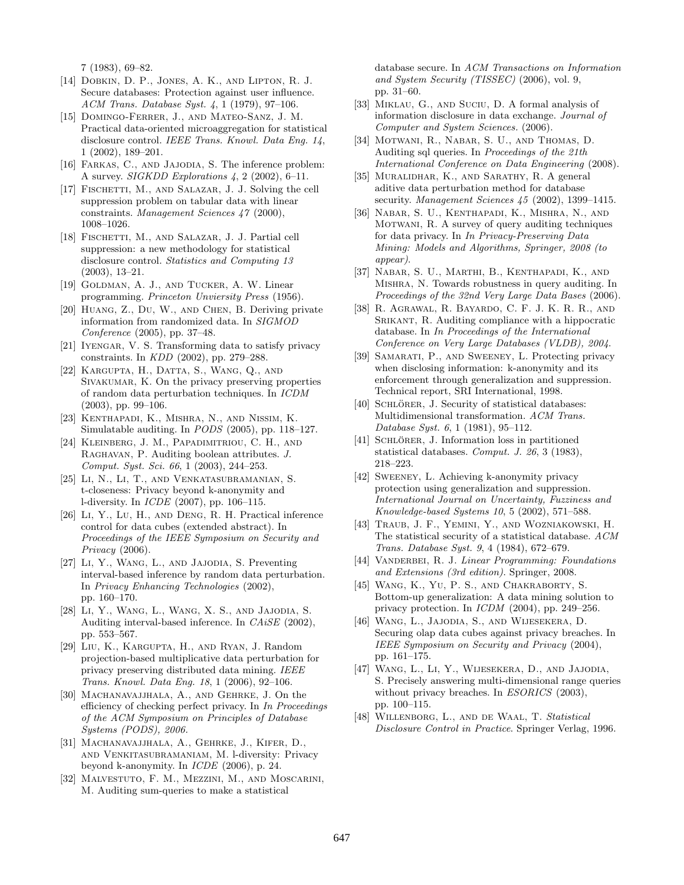7 (1983), 69–82.

[14] Dobkin, D. P., Jones, A. K., and Lipton, R. J. Secure databases: Protection against user influence. *ACM Trans. Database Syst. 4*, 1 (1979), 97–106.

[15] Domingo-Ferrer, J., and Mateo-Sanz, J. M. Practical data-oriented microaggregation for statistical disclosure control. *IEEE Trans. Knowl. Data Eng. 14*, 1 (2002), 189–201.

[16] Farkas, C., and Jajodia, S. The inference problem: A survey. *SIGKDD Explorations 4*, 2 (2002), 6–11.

[17] Fischetti, M., and Salazar, J. J. Solving the cell suppression problem on tabular data with linear constraints. *Management Sciences 47* (2000), 1008–1026.

[18] Fischetti, M., and Salazar, J. J. Partial cell suppression: a new methodology for statistical disclosure control. *Statistics and Computing 13* (2003), 13–21.

[19] Goldman, A. J., and Tucker, A. W. Linear programming. *Princeton Unviersity Press* (1956).

[20] Huang, Z., Du, W., and Chen, B. Deriving private information from randomized data. In *SIGMOD Conference* (2005), pp. 37–48.

[21] Iyengar, V. S. Transforming data to satisfy privacy constraints. In *KDD* (2002), pp. 279–288.

[22] Kargupta, H., Datta, S., Wang, Q., and Sivakumar, K. On the privacy preserving properties of random data perturbation techniques. In *ICDM* (2003), pp. 99–106.

[23] Kenthapadi, K., Mishra, N., and Nissim, K. Simulatable auditing. In *PODS* (2005), pp. 118–127.

[24] Kleinberg, J. M., Papadimitriou, C. H., and Raghavan, P. Auditing boolean attributes. *J. Comput. Syst. Sci. 66*, 1 (2003), 244–253.

[25] Li, N., Li, T., and Venkatasubramanian, S. t-closeness: Privacy beyond k-anonymity and l-diversity. In *ICDE* (2007), pp. 106–115.

[26] Li, Y., Lu, H., and Deng, R. H. Practical inference control for data cubes (extended abstract). In *Proceedings of the IEEE Symposium on Security and Privacy* (2006).

[27] Li, Y., Wang, L., and Jajodia, S. Preventing interval-based inference by random data perturbation. In *Privacy Enhancing Technologies* (2002), pp. 160–170.

[28] Li, Y., Wang, L., Wang, X. S., and Jajodia, S. Auditing interval-based inference. In *CAiSE* (2002), pp. 553–567.

[29] Liu, K., Kargupta, H., and Ryan, J. Random projection-based multiplicative data perturbation for privacy preserving distributed data mining. *IEEE Trans. Knowl. Data Eng. 18*, 1 (2006), 92–106.

[30] Machanavajjhala, A., and Gehrke, J. On the efficiency of checking perfect privacy. In *In Proceedings of the ACM Symposium on Principles of Database Systems (PODS), 2006.*

[31] Machanavajjhala, A., Gehrke, J., Kifer, D., and Venkitasubramaniam, M. l-diversity: Privacy beyond k-anonymity. In *ICDE* (2006), p. 24.

[32] Malvestuto, F. M., Mezzini, M., and Moscarini, M. Auditing sum-queries to make a statistical database secure. In *ACM Transactions on Information and System Security (TISSEC)* (2006), vol. 9, pp. 31–60.

[33] Miklau, G., and Suciu, D. A formal analysis of information disclosure in data exchange. *Journal of Computer and System Sciences.* (2006).

[34] Motwani, R., Nabar, S. U., and Thomas, D. Auditing sql queries. In *Proceedings of the 21th International Conference on Data Engineering* (2008).

[35] Muralidhar, K., and Sarathy, R. A general aditive data perturbation method for database security. *Management Sciences 45* (2002), 1399–1415.

[36] Nabar, S. U., Kenthapadi, K., Mishra, N., and Motwani, R. A survey of query auditing techniques for data privacy. In *In Privacy-Preserving Data Mining: Models and Algorithms, Springer, 2008 (to appear).*

[37] Nabar, S. U., Marthi, B., Kenthapadi, K., and Mishra, N. Towards robustness in query auditing. In *Proceedings of the 32nd Very Large Data Bases* (2006).

[38] R. Agrawal, R. Bayardo, C. F. J. K. R. R., and Srikant, R. Auditing compliance with a hippocratic database. In *In Proceedings of the International Conference on Very Large Databases (VLDB), 2004.*

[39] Samarati, P., and Sweeney, L. Protecting privacy when disclosing information: k-anonymity and its enforcement through generalization and suppression. Technical report, SRI International, 1998.

[40] Schlörer, J. Security of statistical databases: Multidimensional transformation. *ACM Trans. Database Syst. 6*, 1 (1981), 95–112.

[41] Schlörer, J. Information loss in partitioned statistical databases. *Comput. J. 26*, 3 (1983), 218–223.

[42] Sweeney, L. Achieving k-anonymity privacy protection using generalization and suppression. *International Journal on Uncertainty, Fuzziness and Knowledge-based Systems 10*, 5 (2002), 571–588.

[43] Traub, J. F., Yemini, Y., and Wozniakowski, H. The statistical security of a statistical database. *ACM Trans. Database Syst. 9*, 4 (1984), 672–679.

[44] Vanderbei, R. J. *Linear Programming: Foundations and Extensions (3rd edition).* Springer, 2008.

[45] Wang, K., Yu, P. S., and Chakraborty, S. Bottom-up generalization: A data mining solution to privacy protection. In *ICDM* (2004), pp. 249–256.

[46] Wang, L., Jajodia, S., and Wijesekera, D. Securing olap data cubes against privacy breaches. In *IEEE Symposium on Security and Privacy* (2004), pp. 161–175.

[47] Wang, L., Li, Y., Wijesekera, D., and Jajodia, S. Precisely answering multi-dimensional range queries without privacy breaches. In *ESORICS* (2003), pp. 100–115.

[48] Willenborg, L., and de Waal, T. *Statistical Disclosure Control in Practice*. Springer Verlag, 1996.